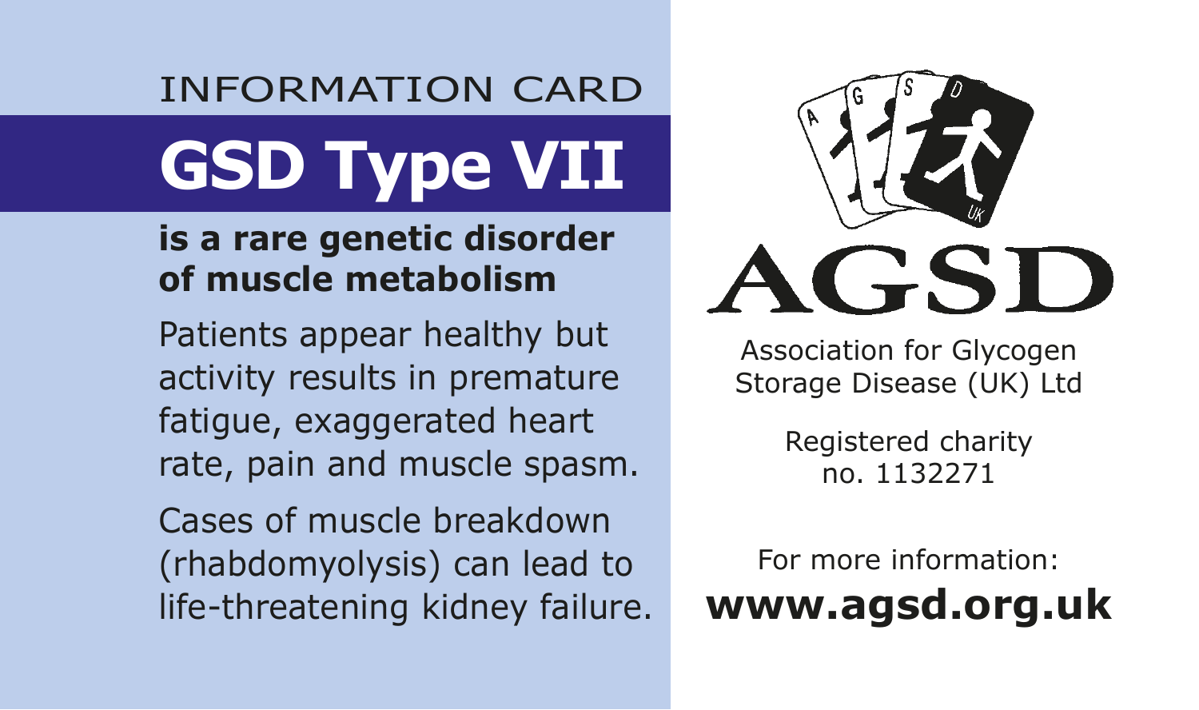INFORMATION CARD

# GSD Type VII

**is a rare genetic disorder of muscle metabolism**

Patients appear healthy but activity results in premature fatigue, exaggerated heart rate, pain and muscle spasm.

Cases of muscle breakdown (rhabdomyolysis) can lead to life-threatening kidney failure.

AGSD

Association for Glycogen Storage Disease (UK) Ltd

Registered charity no. 1132271

For more information:

**www.agsd.org.uk**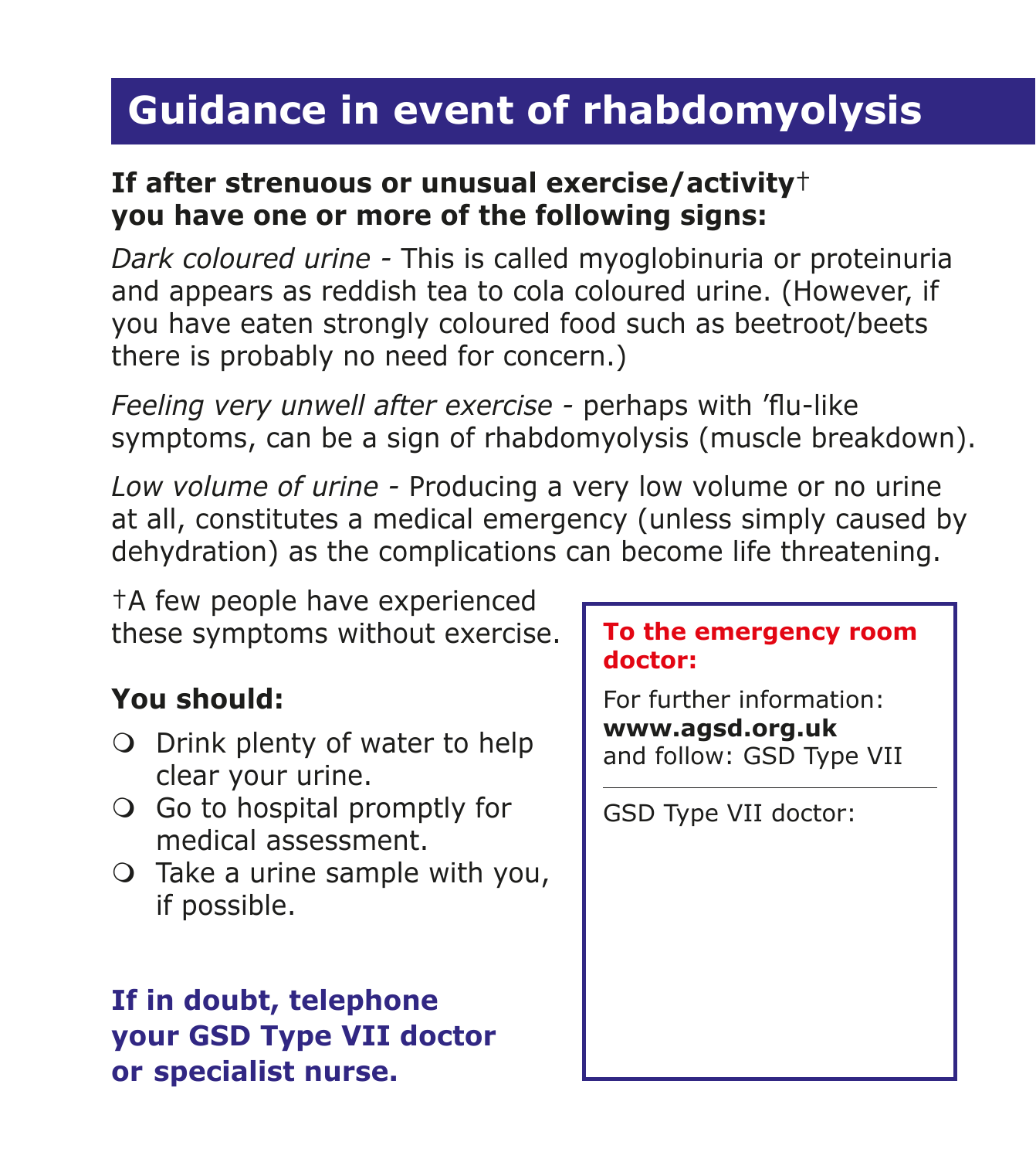# Guidance in event of rhabdomyolysis

**If after strenuous or unusual exercise/activity† you have one or more of the following signs:**

*Dark coloured urine* - This is called myoglobinuria or proteinuria and appears as reddish tea to cola coloured urine. (However, if you have eaten strongly coloured food such as beetroot/beets there is probably no need for concern.)

*Feeling very unwell after exercise* - perhaps with 'flu-like symptoms, can be a sign of rhabdomyolysis (muscle breakdown).

*Low volume of urine* - Producing a very low volume or no urine at all, constitutes a medical emergency (unless simply caused by dehydration) as the complications can become life threatening.

†A few people have experienced these symptoms without exercise.

**You should:**

- Drink plenty of water to help clear your urine.
- Go to hospital promptly for medical assessment.
- Take a urine sample with you, if possible.

**If in doubt, telephone your GSD Type VII doctor or specialist nurse.**

**To the emergency room doctor:**

For further information:
**www.agsd.org.uk**
and follow: GSD Type VII

---

GSD Type VII doctor: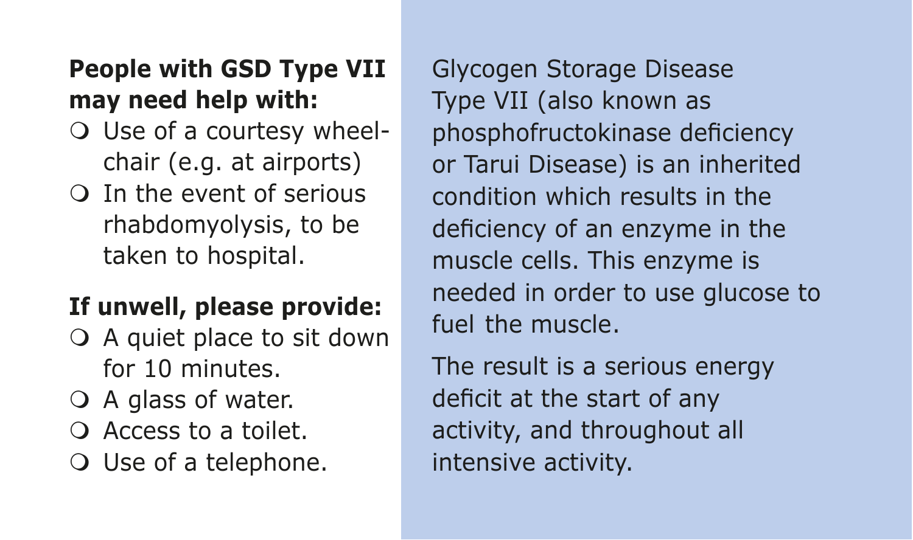**People with GSD Type VII may need help with:**

- Use of a courtesy wheelchair (e.g. at airports)
- In the event of serious rhabdomyolysis, to be taken to hospital.

**If unwell, please provide:**

- A quiet place to sit down for 10 minutes.
- A glass of water.
- Access to a toilet.
- Use of a telephone.

Glycogen Storage Disease Type VII (also known as phosphofructokinase deficiency or Tarui Disease) is an inherited condition which results in the deficiency of an enzyme in the muscle cells. This enzyme is needed in order to use glucose to fuel the muscle.

The result is a serious energy deficit at the start of any activity, and throughout all intensive activity.